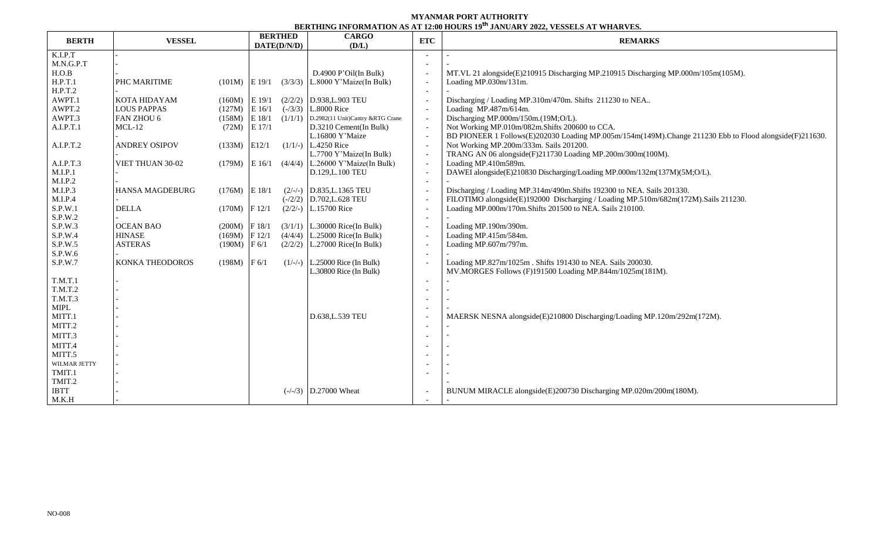# MYANMAR PORT AUTHORITY

## BERTHING INFORMATION AS AT 12:00 HOURS 19th JANUARY 2022, VESSELS AT WHARVES.

| BERTH | VESSEL | | BERTHED DATE(D/N/D) | | CARGO (D/L) | ETC | REMARKS |
|---|---|---|---|---|---|---|---|
| K.I.P.T | - | | | | | - | - |
| M.N.G.P.T | - | | | | | - | - |
| H.O.B | - | | | | D.4900 P'Oil(In Bulk) | - | MT.VL 21 alongside(E)210915 Discharging MP.210915 Discharging MP.000m/105m(105M). |
| H.P.T.1 | PHC MARITIME | (101M) | E 19/1 | (3/3/3) | L.8000 Y'Maize(In Bulk) | - | Loading MP.030m/131m. |
| H.P.T.2 | - | | | | | - | - |
| AWPT.1 | KOTA HIDAYAM | (160M) | E 19/1 | (2/2/2) | D.938,L.903 TEU | - | Discharging / Loading MP.310m/470m. Shifts 211230 to NEA.. |
| AWPT.2 | LOUS PAPPAS | (127M) | E 16/1 | (-/3/3) | L.8000 Rice | - | Loading MP.487m/614m. |
| AWPT.3 | FAN ZHOU 6 | (158M) | E 18/1 | (1/1/1) | D.2982(11 Unit)Cantry &RTG Crane | - | Discharging MP.000m/150m.(19M;O/L). |
| A.I.P.T.1 | MCL-12 | (72M) | E 17/1 | | D.3210 Cement(In Bulk) | - | Not Working MP.010m/082m.Shifts 200600 to CCA. |
| | - | | | | L.16800 Y'Maize | - | BD PIONEER 1 Follows(E)202030 Loading MP.005m/154m(149M).Change 211230 Ebb to Flood alongside(F)211630. |
| A.I.P.T.2 | ANDREY OSIPOV | (133M) | E12/1 | (1/1/-) | L.4250 Rice | - | Not Working MP.200m/333m. Sails 201200. |
| | - | | | | L.7700 Y'Maize(In Bulk) | - | TRANG AN 06 alongside(F)211730 Loading MP.200m/300m(100M). |
| A.I.P.T.3 | VIET THUAN 30-02 | (179M) | E 16/1 | (4/4/4) | L.26000 Y'Maize(In Bulk) | - | Loading MP.410m589m. |
| M.I.P.1 | - | | | | D.129,L.100 TEU | - | DAWEI alongside(E)210830 Discharging/Loading MP.000m/132m(137M)(5M;O/L). |
| M.I.P.2 | - | | | | | - | - |
| M.I.P.3 | HANSA MAGDEBURG | (176M) | E 18/1 | (2/-/-) | D.835,L.1365 TEU | - | Discharging / Loading MP.314m/490m.Shifts 192300 to NEA. Sails 201330. |
| M.I.P.4 | - | | | (-/2/2) | D.702,L.628 TEU | - | FILOTIMO alongside(E)192000 Discharging / Loading MP.510m/682m(172M).Sails 211230. |
| S.P.W.1 | DELLA | (170M) | F 12/1 | (2/2/-) | L.15700 Rice | - | Loading MP.000m/170m.Shifts 201500 to NEA. Sails 210100. |
| S.P.W.2 | - | | | | | - | - |
| S.P.W.3 | OCEAN BAO | (200M) | F 18/1 | (3/1/1) | L.30000 Rice(In Bulk) | - | Loading MP.190m/390m. |
| S.P.W.4 | HINASE | (169M) | F 12/1 | (4/4/4) | L.25000 Rice(In Bulk) | - | Loading MP.415m/584m. |
| S.P.W.5 | ASTERAS | (190M) | F 6/1 | (2/2/2) | L.27000 Rice(In Bulk) | - | Loading MP.607m/797m. |
| S.P.W.6 | - | | | | | - | - |
| S.P.W.7 | KONKA THEODOROS | (198M) | F 6/1 | (1/-/-) | L.25000 Rice (In Bulk) | - | Loading MP.827m/1025m . Shifts 191430 to NEA. Sails 200030. |
| | | | | | L.30800 Rice (In Bulk) | | MV.MORGES Follows (F)191500 Loading MP.844m/1025m(181M). |
| T.M.T.1 | - | | | | | - | - |
| T.M.T.2 | - | | | | | - | - |
| T.M.T.3 | - | | | | | - | - |
| MIPL | - | | | | | - | - |
| MITT.1 | - | | | | D.638,L.539 TEU | - | MAERSK NESNA alongside(E)210800 Discharging/Loading MP.120m/292m(172M). |
| MITT.2 | - | | | | | - | - |
| MITT.3 | - | | | | | - | - |
| MITT.4 | - | | | | | - | - |
| MITT.5 | - | | | | | - | - |
| WILMAR JETTY | - | | | | | - | - |
| TMIT.1 | - | | | | | - | - |
| TMIT.2 | - | | | | | | - |
| IBTT | - | | | (-/-/3) | D.27000 Wheat | - | BUNUM MIRACLE alongside(E)200730 Discharging MP.020m/200m(180M). |
| M.K.H | - | | | | | - | - |

NO-008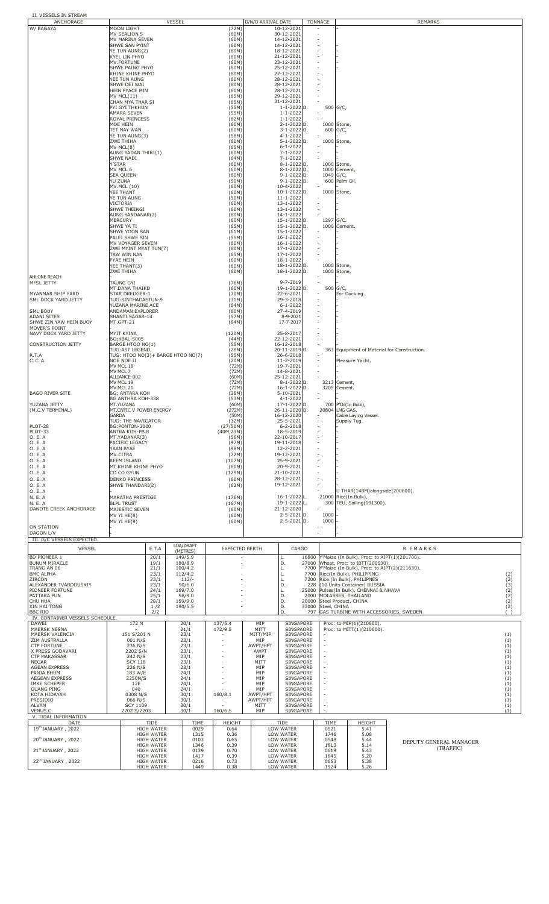## II. VESSELS IN STREAM

| ANCHORAGE | VESSEL | | D/N/D ARRIVAL DATE | TONNAGE | REMARKS |
|---|---|---|---|---|---|
| W/ BAGAYA | MOON LIGHT | (72M) | 10-12-2021 | - | - |
| | MV SEALION 5 | (60M) | 30-12-2021 | - | |
| | MV MARINA SEVEN | (60M) | 14-12-2021 | - | |
| | SHWE SAN PYINT | (60M) | 14-12-2021 | - | - |
| | YE TUN AUNG(2) | (60M) | 18-12-2021 | - | - |
| | KYEL LIN PHYO | (60M) | 21-12-2021 | - | - |
| | MV.FORTUNE | (60M) | 23-12-2021 | - | - |
| | SHWE PAING PHYO | (60M) | 25-12-2021 | - | - |
| | KHINE KHINE PHYO | (60M) | 27-12-2021 | - | - |
| | YEE TUN AUNG | (60M) | 28-12-2021 | - | |
| | SHWE DEI WAI | (60M) | 28-12-2021 | - | |
| | HEIN PYACE MIN | (60M) | 28-12-2021 | - | |
| | MV MCL(11) | (65M) | 29-12-2021 | - | |
| | CHAN MYA THAR SI | (65M) | 31-12-2021 | - | |
| | PYI GYI THKHUN | (55M) | 1-1-2022 D. | 500 | G/C, |
| | AMARA SEVEN | (55M) | 1-1-2022 | - | |
| | ROYAL PRINCESS | (62M) | 1-1-2022 | - | |
| | MOE HEIN | (60M) | 2-1-2022 D. | 1000 | Stone, |
| | TET NAY WAN | (60M) | 3-1-2022 D. | 600 | G/C, |
| | YE TUN AUNG(3) | (58M) | 4-1-2022 | - | |
| | ZWE THIHA | (60M) | 5-1-2022 D. | 1000 | Stone, |
| | MV MCL(8) | (65M) | 6-1-2022 | - | - |
| | AUNG YADAN THIRI(1) | (60M) | 7-1-2022 | - | - |
| | SHWE NADI | (64M) | 7-1-2022 | - | - |
| | Y'STAR | (60M) | 8-1-2022 D. | 1000 | Stone, |
| | MV MCL 6 | (60M) | 8-1-2022 D. | 1000 | Cement, |
| | SEA QUEEN | (60M) | 9-1-2022 D. | 1049 | G/C, |
| | YU ZUNA | (50M) | 9-1-2022 D. | 600 | Palm Oil, |
| | MV.MCL (10) | (60M) | 10-4-2022 | - | |
| | YEE THANT | (60M) | 10-1-2022 D. | 1000 | Stone, |
| | YE TUN AUNG | (50M) | 11-1-2022 | - | - |
| | VICTORIA | (60M) | 13-1-2022 | - | - |
| | SHWE THEINGI | (60M) | 13-1-2022 | - | - |
| | AUNG YANDANAR(2) | (60M) | 14-1-2022 | - | - |
| | MERCURY | (60M) | 15-1-2022 D. | 1297 | G/C. |
| | SHWE YA TI | (65M) | 15-1-2022 D. | 1000 | Cement. |
| | SHWE YOON SAN | (61M) | 15-1-2022 | - | - |
| | PALEI SHWE SIN | (55M) | 16-1-2022 | - | - |
| | MV VOYAGER SEVEN | (60M) | 16-1-2022 | - | - |
| | ZWE MYINT MYAT TUN(7) | (60M) | 17-1-2022 | - | - |
| | TAW WIN NAN | (65M) | 17-1-2022 | - | - |
| | PYAE HEIN | (60M) | 18-1-2022 | - | - |
| | YEE THANT(3) | (60M) | 18-1-2022 D. | 1000 | Stone, |
| | ZWE THIHA | (60M) | 18-1-2022 D. | 1000 | Stone, |
| AHLONE REACH | - | | | - | - |
| MFSL JETTY | TAUNG GYI | (76M) | 9-7-2019 | - | - |
| | MT.DANA THAIKD | (60M) | 19-1-2022 D. | 500 | G/C, |
| MYANMAR SHIP YARD | STAR DREDGER-1 | (70M) | 22-6-2021 | - | For Docking. |
| SML DOCK YARD JETTY | TUG:SINTHADASTUN-9 | (31M) | 29-3-2018 | - | - |
| | YUZANA MARINE ACE | (64M) | 6-1-2022 | - | - |
| SML BOUY | ANDAMAN EXPLORER | (60M) | 27-4-2019 | - | - |
| ADANI SITES | SHANTI SAGAR-14 | (57M) | 8-9-2021 | - | - |
| SHWE ZIN YAW HEIN BUOY | MT.GPT-21 | (84M) | 17-7-2017 | - | - |
| MOVER'S POINT | - | | | | |
| NAVY DOCK YARD JETTY | MYIT KYINA | (120M) | 25-8-2017 | - | - |
| | BG;KBAL-5005 | (44M) | 22-12-2021 | - | - |
| CONSTRUCTION JETTY | BARGE HTOO NO(1) | (55M) | 16-12-2018 | - | - |
| | TUG:AST LEGEND, | (28M) | 20-11-2019 D. | 363 | Equipment of Material for Construction. |
| R.T.A | TUG: HTOO NO(3)+ BARGE HTOO NO(7) | (55M) | 26-6-2018 | - | - |
| C. C. A | NOE NOE II | (20M) | 11-2-2019 | - | Pleasure Yacht, |
| | MV MCL 18 | (72M) | 19-7-2021 | - | - |
| | MV MCL 7 | (72M) | 14-8-2021 | - | - |
| | ALLIANCE-002 | (60M) | 25-12-2021 | - | - |
| | MV MCL 19 | (72M) | 8-1-2022 D. | 3213 | Cement, |
| | MV.MCL 21 | (72M) | 16-1-2022 D. | 3205 | Cement. |
| BAGO RIVER SITE | BG; ANTARA KOH | (28M) | 5-10-2021 | - | - |
| | BG ANTHRA KOH-338 | (53M) | 4-1-2022 | - | - |
| YUZANA JETTY | MT.YUZANA | (60M) | 17-1-2022 D. | 700 | POil(In Bulk), |
| (M.C.V TERMINAL) | MT.CNTIC V POWER ENERGY | (272M) | 26-11-2020 D. | 20804 | LNG GAS. |
| | GARDA | (50M) | 16-12-2020 | - | Cable Laying Vessel. |
| | TUG: THE NAVIGATOR | (32M) | 25-5-2021 | - | Supply Tug. |
| PLOT-28 | BG:PONTON-2000 | (27/50M) | 6-2-2018 | - | - |
| PLOT-33 | ANTRA KOH-PB.8 | (40M,23M) | 18-5-2019 | - | - |
| O. E. A | MT.YADANAR(3) | (56M) | 22-10-2017 | - | - |
| O. E. A | PACIFIC LEGACY | (97M) | 19-11-2018 | - | - |
| O. E. A | YAAN BYAE | (98M) | 12-2-2021 | - | - |
| O. E. A | MV.CITRA | (72M) | 19-12-2021 | - | - |
| O. E. A | REEM ISLAND | (107M) | 25-9-2021 | - | - |
| O. E. A | MT.KHINE KHINE PHYO | (60M) | 20-9-2021 | - | - |
| O. E. A | CO CO GYUN | (129M) | 21-10-2021 | - | - |
| O. E. A | DENKO PRINCESS | (60M) | 28-12-2021 | - | - |
| O. E. A | SHWE THANDARI(2) | (62M) | 19-12-2021 | - | - |
| O. E. A | - | | | - | U THAR(148M)alongside(200600). |
| N. E. A | MARATHA PRESTIGE | (176M) | 16-1-2022 L. | 21000 | Rice(In Bulk), |
| N. E. A | BLPL TRUST | (167M) | 19-1-2022 L. | 300 | TEU, Sailing(191300). |
| DANOTE CREEK ANCHORAGE | MAJESTIC SEVEN | (60M) | 21-12-2020 | - | - |
| | MV YI HE(8) | (60M) | 2-5-2021 D. | 1000 | - |
| | MV YI HE(9) | (60M) | 2-5-2021 D. | 1000 | - |
| ON STATION | - | | | - | - |
| DAGON L/V | - | | | - | - |

## III. G/C VESSELS EXPECTED.

| VESSEL | E.T.A | LOA/DRAFT (METRES) | EXPECTED BERTH | CARGO | | REMARKS | |
|---|---|---|---|---|---|---|---|
| BD PIONEER 1 | 20/1 | 149/5.9 | - | L. | 16800 | Y'Maize (In Bulk), Proc: to AIPT(1)(201700). | |
| BUNUM MIRACLE | 19/1 | 180/8.9 | - | D. | 27000 | Wheat, Proc: to IBTT(200530). | |
| TRANG AN 06 | 21/1 | 100/4.2 | - | L. | 7700 | Y'Maize (In Bulk), Proc: to AIPT(2)(211630). | |
| BMC ALPHA | 23/1 | 112/4.2 | - | L. | 7700 | Rice(In Bulk), PHILIPPING | (2) |
| ZIRCON | 23/1 | 112/- | - | L. | 7200 | Rice (In Bulk), PHILIPNES | (2) |
| ALEXANDER TVARDOUSKIY | 23/1 | 90/6.0 | - | D. | 228 | (10 Units Container) RUSSIA | (3) |
| PIONEER FORTUNE | 24/1 | 169/7.0 | - | L. | 25000 | Pulses(In Bulk), CHENNAI & NHAVA | (2) |
| PATTARA PUN | 25/1 | 98/9.0 | - | D. | 2000 | MOLASSES, THAILAND | (2) |
| CHU HUA | 28/1 | 159/9.0 | - | D. | 20000 | Steel Product, CHINA | (2) |
| XIN HAI TONG | 1 /2 | 190/5.5 | - | D. | 33000 | Steel, CHINA | (2) |
| BBC RIO | 2/2 | - | - | D. | 797 | GAS TURBINE WITH ACCESSORIES, SWEDEN | ( ) |

## IV. CONTAINER VESSELS SCHEDULE.

| VESSEL | VOYAGE | E.T.A | LOA/DRAFT | BERTH | FROM | REMARKS | |
|---|---|---|---|---|---|---|---|
| DAWEI | 172 N | 20/1 | 137/5.4 | MIP | SINGAPORE | Proc: to MIP(1)(210600). | |
| MAERSK NESNA | - | 21/1 | 172/9.5 | MITT | SINGPAORE | Proc: to MITT(1)(210600). | |
| MAERSK VALENCIA | 151 S/201 N | 23/1 | - | MITT/MIP | SINGAPORE | - | (1) |
| ZIM AUSTRALLA | 001 N/S | 23/1 | - | MIP | SINGAPORE | - | (1) |
| CTP FORTUNE | 236 N/S | 23/1 | - | AWPT/HPT | SINGAPORE | - | (1) |
| X PRESS GODAVARI | 2202 S/N | 23/1 | - | AWPT | SINGAPORE | - | (1) |
| CTP MAKASSAR | 242 N/S | 23/1 | - | MIP | SINGAPORE | - | (1) |
| NEGAR | SCY 118 | 23/1 | - | MITT | SINGAPORE | - | (1) |
| AGEAN EXPRESS | 226 N/S | 23/1 | - | MIP | SINGAPORE | - | (1) |
| PANJA BHUM | 183 W/E | 24/1 | - | MIP | SINGAPORE | - | (1) |
| AEGEAN EXPRESS | 2250N/S | 24/1 | - | MIP | SINGAPORE | - | (1) |
| IMKE SCHEPER | 12E | 24/1 | - | MIP | SINGAPORE | - | (1) |
| GUANG PING | 040 | 24/1 | - | MIP | SINGAPORE | - | (1) |
| KOTA HIDAYAH | 0308 N/S | 30/1 | 160/8.1 | AWPT/HPT | SINGAPORE | - | (1) |
| PRESIDIO | 066 N/S | 30/1 | - | AWPT/HPT | SINGAPORE | - | (1) |
| ALVAN | SCY 1109 | 30/1 | - | MITT | SINGAPORE | - | (1) |
| VENUS C | 2202 S/2203 | 30/1 | 160/6.5 | MIP | SINGAPORE | - | (1) |

## V. TIDAL INFORMATION

| DATE | TIDE | TIME | HEIGHT | TIDE | TIME | HEIGHT |
|---|---|---|---|---|---|---|
| 19th JANUARY , 2022 | HIGH WATER | 0029 | 0.64 | LOW WATER | 0521 | 5.41 |
| | HIGH WATER | 1315 | 0.36 | LOW WATER | 1746 | 5.08 |
| 20th JANUARY , 2022 | HIGH WATER | 0103 | 0.65 | LOW WATER | 0548 | 5.44 |
| | HIGH WATER | 1346 | 0.39 | LOW WATER | 1813 | 5.14 |
| 21st JANUARY , 2022 | HIGH WATER | 0139 | 0.70 | LOW WATER | 0619 | 5.43 |
| | HIGH WATER | 1417 | 0.39 | LOW WATER | 1845 | 5.20 |
| 22nd JANUARY , 2022 | HIGH WATER | 0216 | 0.73 | LOW WATER | 0653 | 5.38 |
| | HIGH WATER | 1449 | 0.38 | LOW WATER | 1924 | 5.26 |

DEPUTY GENERAL MANAGER
(TRAFFIC)